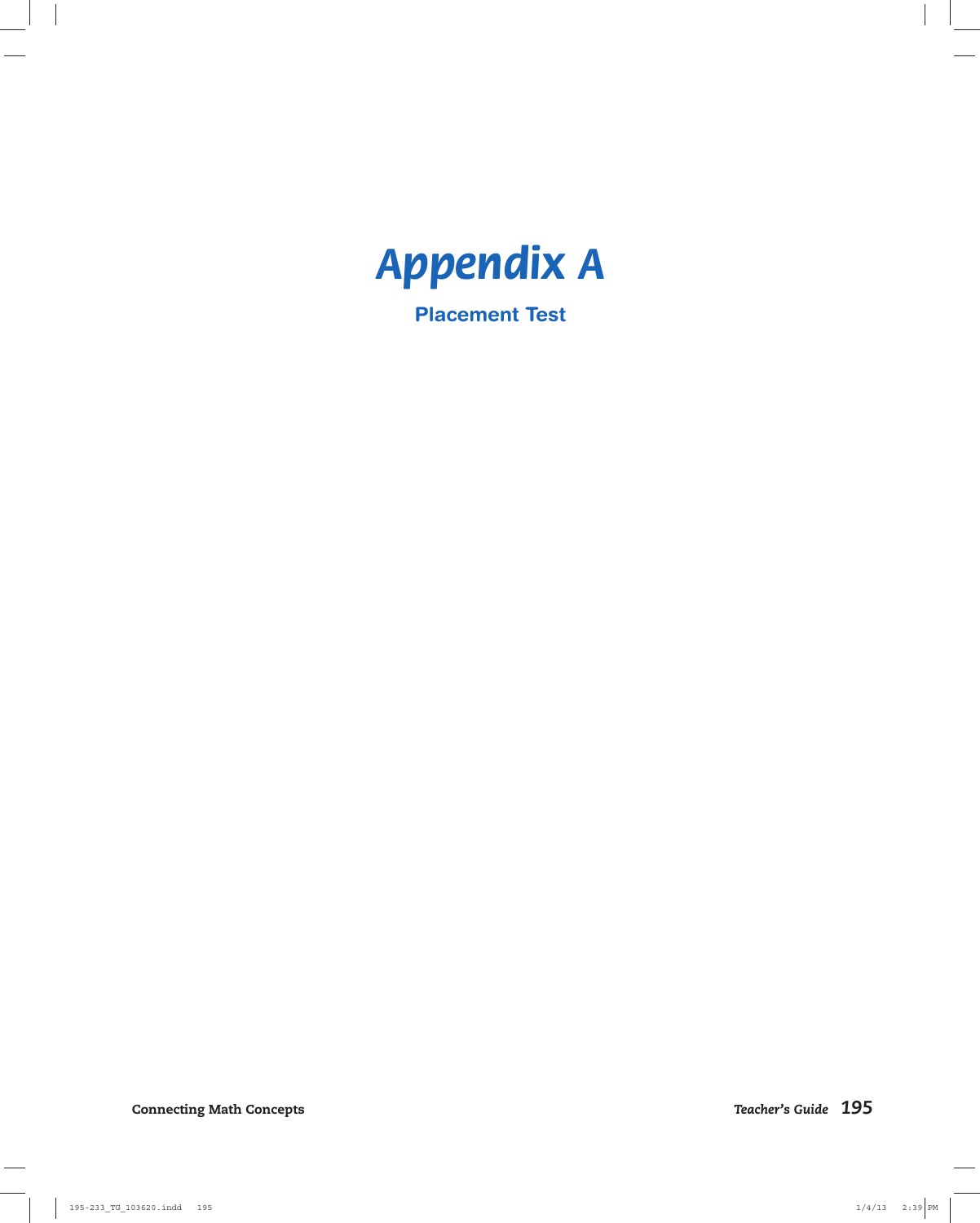# Appendix A

## Placement Test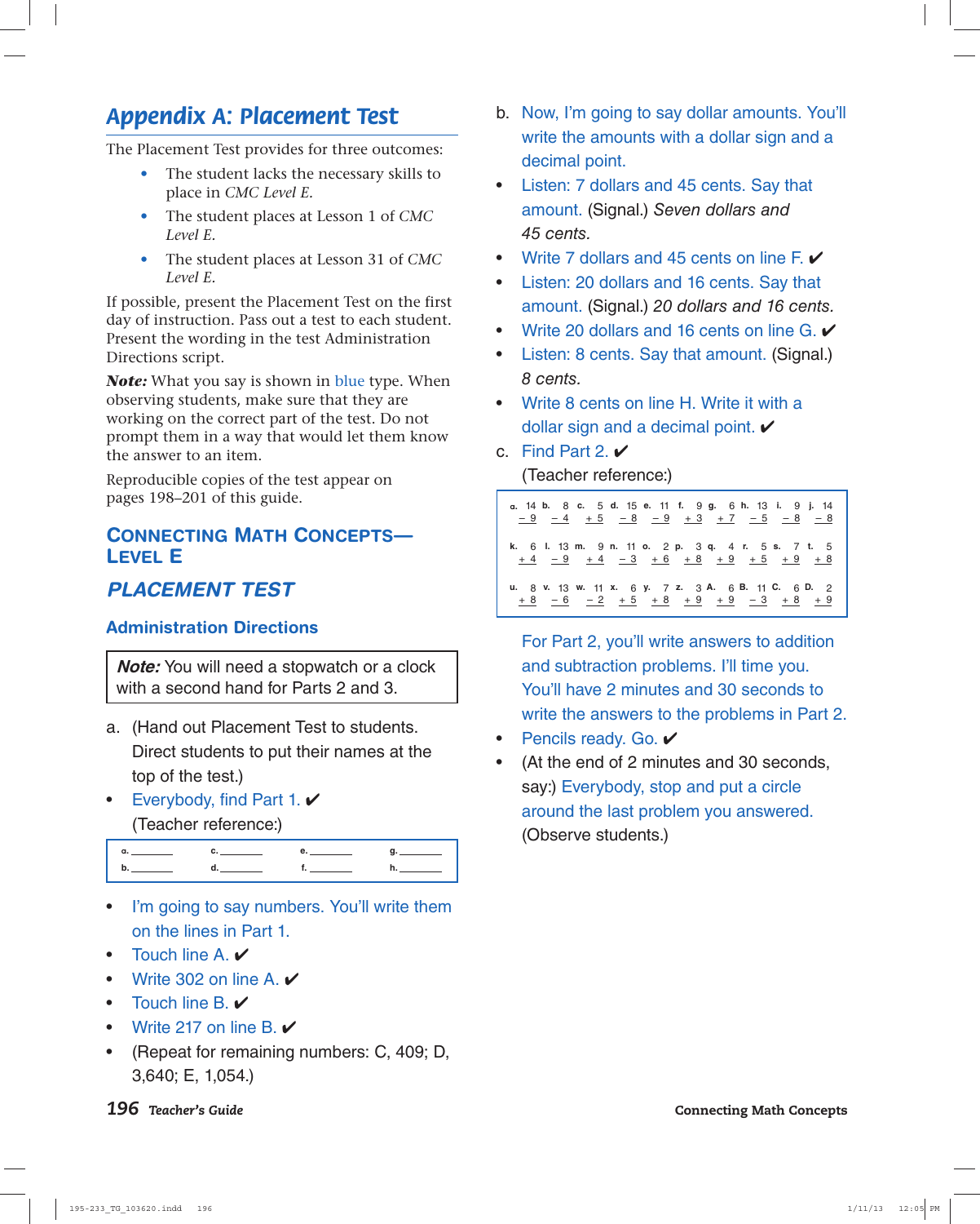# Appendix A: Placement Test

The Placement Test provides for three outcomes:

- The student lacks the necessary skills to place in *CMC Level E.*
- The student places at Lesson 1 of *CMC Level E.*
- The student places at Lesson 31 of *CMC Level E.*

If possible, present the Placement Test on the first day of instruction. Pass out a test to each student. Present the wording in the test Administration Directions script.

***Note:*** What you say is shown in blue type. When observing students, make sure that they are working on the correct part of the test. Do not prompt them in a way that would let them know the answer to an item.

Reproducible copies of the test appear on pages 198–201 of this guide.

## CONNECTING MATH CONCEPTS—LEVEL E

## *PLACEMENT TEST*

### Administration Directions

> ***Note:*** You will need a stopwatch or a clock with a second hand for Parts 2 and 3.

a. (Hand out Placement Test to students. Direct students to put their names at the top of the test.)

- Everybody, find Part 1. ✔

(Teacher reference:)

| a. ________ | c. ________ | e. ________ | g. ________ |
|---|---|---|---|
| b. ________ | d. ________ | f. ________ | h. ________ |

- I'm going to say numbers. You'll write them on the lines in Part 1.
- Touch line A. ✔
- Write 302 on line A. ✔
- Touch line B. ✔
- Write 217 on line B. ✔
- (Repeat for remaining numbers: C, 409; D, 3,640; E, 1,054.)

b. Now, I'm going to say dollar amounts. You'll write the amounts with a dollar sign and a decimal point.

- Listen: 7 dollars and 45 cents. Say that amount. (Signal.) *Seven dollars and 45 cents.*
- Write 7 dollars and 45 cents on line F. ✔
- Listen: 20 dollars and 16 cents. Say that amount. (Signal.) *20 dollars and 16 cents.*
- Write 20 dollars and 16 cents on line G. ✔
- Listen: 8 cents. Say that amount. (Signal.) *8 cents.*
- Write 8 cents on line H. Write it with a dollar sign and a decimal point. ✔

c. Find Part 2. ✔

(Teacher reference:)

| | | | | | | | | | |
|---|---|---|---|---|---|---|---|---|---|
| a. 14 − 9 | b. 8 − 4 | c. 5 + 5 | d. 15 − 8 | e. 11 − 9 | f. 9 + 3 | g. 6 + 7 | h. 13 − 5 | i. 9 − 8 | j. 14 − 8 |
| k. 6 + 4 | l. 13 − 9 | m. 9 + 4 | n. 11 − 3 | o. 2 + 6 | p. 3 + 8 | q. 4 + 9 | r. 5 + 5 | s. 7 + 9 | t. 5 + 8 |
| u. 8 + 8 | v. 13 − 6 | w. 11 − 2 | x. 6 + 5 | y. 7 + 8 | z. 3 + 9 | A. 6 + 9 | B. 11 − 3 | C. 6 + 8 | D. 2 + 9 |

For Part 2, you'll write answers to addition and subtraction problems. I'll time you. You'll have 2 minutes and 30 seconds to write the answers to the problems in Part 2.

- Pencils ready. Go. ✔
- (At the end of 2 minutes and 30 seconds, say:) Everybody, stop and put a circle around the last problem you answered. (Observe students.)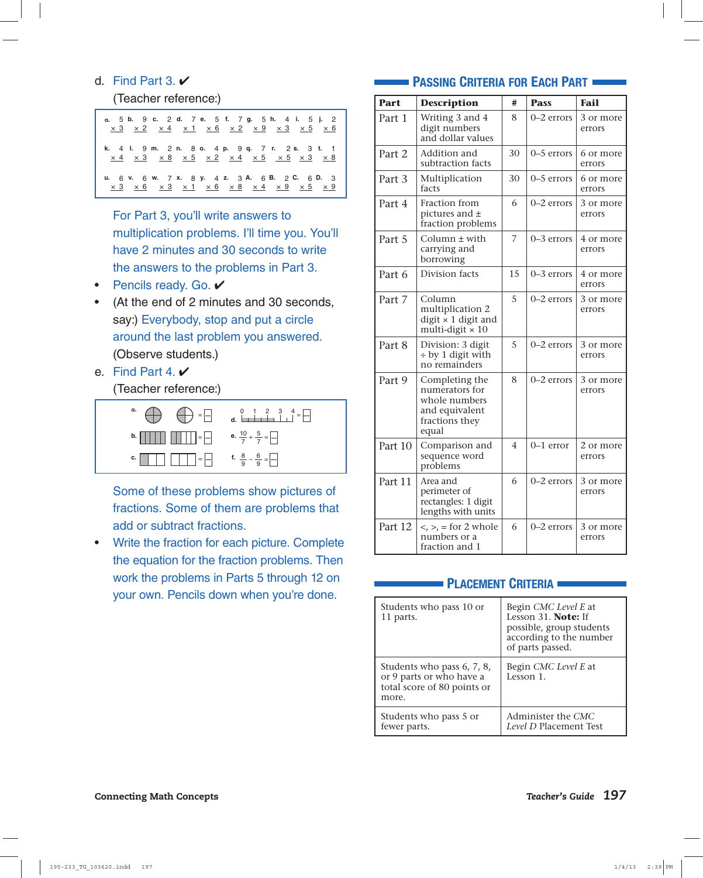d. Find Part 3. ✔

(Teacher reference:)

| | | | | | | | | | |
|---|---|---|---|---|---|---|---|---|---|
| a. 5 × 3 | b. 9 × 2 | c. 2 × 4 | d. 7 × 1 | e. 5 × 6 | f. 7 × 2 | g. 5 × 9 | h. 4 × 3 | i. 5 × 5 | j. 2 × 6 |
| k. 4 × 4 | l. 9 × 3 | m. 2 × 8 | n. 8 × 5 | o. 4 × 2 | p. 9 × 4 | q. 7 × 5 | r. 2 × 5 | s. 3 × 3 | t. 1 × 8 |
| u. 6 × 3 | v. 6 × 6 | w. 7 × 3 | x. 8 × 1 | y. 4 × 6 | z. 3 × 8 | A. 6 × 4 | B. 2 × 9 | C. 6 × 5 | D. 3 × 9 |

For Part 3, you'll write answers to multiplication problems. I'll time you. You'll have 2 minutes and 30 seconds to write the answers to the problems in Part 3.

- Pencils ready. Go. ✔
- (At the end of 2 minutes and 30 seconds, say:) Everybody, stop and put a circle around the last problem you answered. (Observe students.)

e. Find Part 4. ✔

(Teacher reference:)

a. (pictures of two circles) = □ d. (number line 0 1 2 3 4) = □

b. (pictures of rectangles) = □ e. $\frac{10}{7} + \frac{5}{7} = \square$

c. (pictures of rectangles) = □ f. $\frac{8}{9} - \frac{6}{9} = \square$

Some of these problems show pictures of fractions. Some of them are problems that add or subtract fractions.

- Write the fraction for each picture. Complete the equation for the fraction problems. Then work the problems in Parts 5 through 12 on your own. Pencils down when you're done.

## Passing Criteria for Each Part

| Part | Description | # | Pass | Fail |
|---|---|---|---|---|
| Part 1 | Writing 3 and 4 digit numbers and dollar values | 8 | 0–2 errors | 3 or more errors |
| Part 2 | Addition and subtraction facts | 30 | 0–5 errors | 6 or more errors |
| Part 3 | Multiplication facts | 30 | 0–5 errors | 6 or more errors |
| Part 4 | Fraction from pictures and ± fraction problems | 6 | 0–2 errors | 3 or more errors |
| Part 5 | Column ± with carrying and borrowing | 7 | 0–3 errors | 4 or more errors |
| Part 6 | Division facts | 15 | 0–3 errors | 4 or more errors |
| Part 7 | Column multiplication 2 digit × 1 digit and multi-digit × 10 | 5 | 0–2 errors | 3 or more errors |
| Part 8 | Division: 3 digit ÷ by 1 digit with no remainders | 5 | 0–2 errors | 3 or more errors |
| Part 9 | Completing the numerators for whole numbers and equivalent fractions they equal | 8 | 0–2 errors | 3 or more errors |
| Part 10 | Comparison and sequence word problems | 4 | 0–1 error | 2 or more errors |
| Part 11 | Area and perimeter of rectangles: 1 digit lengths with units | 6 | 0–2 errors | 3 or more errors |
| Part 12 | <, >, = for 2 whole numbers or a fraction and 1 | 6 | 0–2 errors | 3 or more errors |

## Placement Criteria

| | |
|---|---|
| Students who pass 10 or 11 parts. | Begin *CMC Level E* at Lesson 31. **Note:** If possible, group students according to the number of parts passed. |
| Students who pass 6, 7, 8, or 9 parts or who have a total score of 80 points or more. | Begin *CMC Level E* at Lesson 1. |
| Students who pass 5 or fewer parts. | Administer the *CMC Level D* Placement Test |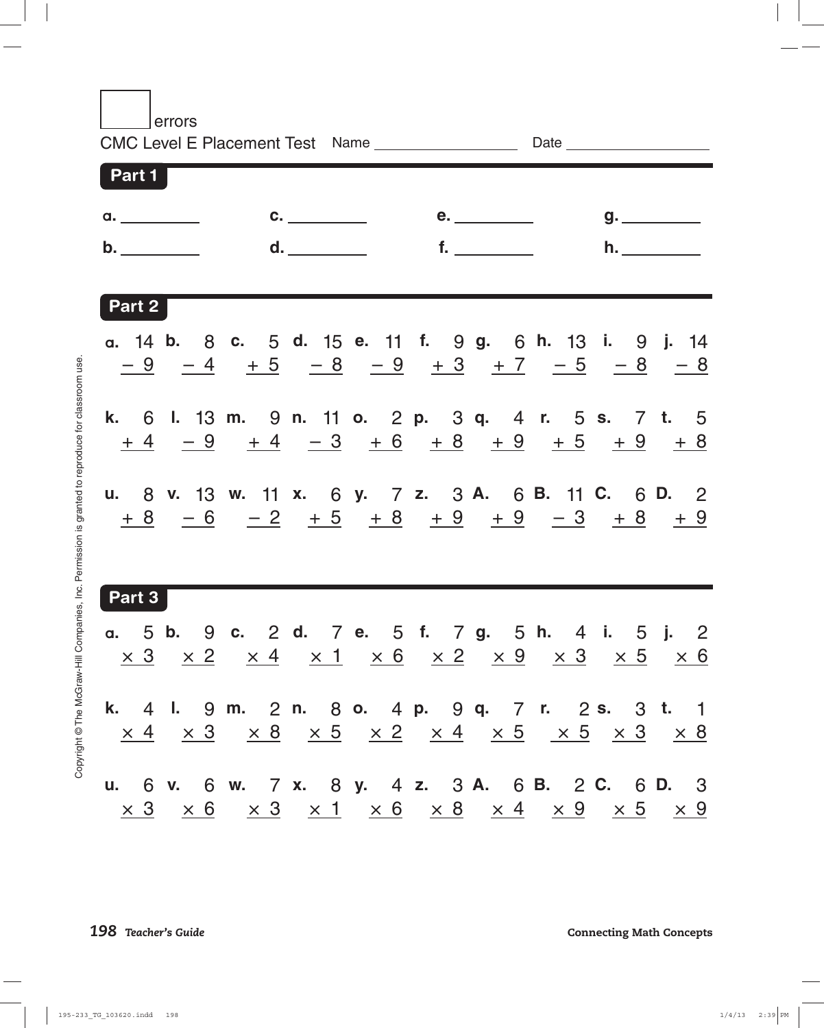☐ errors

CMC Level E Placement Test Name __________ Date __________

## Part 1

a. __________ c. __________ e. __________ g. __________

b. __________ d. __________ f. __________ h. __________

## Part 2

| | | | | | | | | | |
|---|---|---|---|---|---|---|---|---|---|
| **a.** $14 - 9$ | **b.** $8 - 4$ | **c.** $5 + 5$ | **d.** $15 - 8$ | **e.** $11 - 9$ | **f.** $9 + 3$ | **g.** $6 + 7$ | **h.** $13 - 5$ | **i.** $9 - 8$ | **j.** $14 - 8$ |
| **k.** $6 + 4$ | **l.** $13 - 9$ | **m.** $9 + 4$ | **n.** $11 - 3$ | **o.** $2 + 6$ | **p.** $3 + 8$ | **q.** $4 + 9$ | **r.** $5 + 5$ | **s.** $7 + 9$ | **t.** $5 + 8$ |
| **u.** $8 + 8$ | **v.** $13 - 6$ | **w.** $11 - 2$ | **x.** $6 + 5$ | **y.** $7 + 8$ | **z.** $3 + 9$ | **A.** $6 + 9$ | **B.** $11 - 3$ | **C.** $6 + 8$ | **D.** $2 + 9$ |

## Part 3

| | | | | | | | | | |
|---|---|---|---|---|---|---|---|---|---|
| **a.** $5 \times 3$ | **b.** $9 \times 2$ | **c.** $2 \times 4$ | **d.** $7 \times 1$ | **e.** $5 \times 6$ | **f.** $7 \times 2$ | **g.** $5 \times 9$ | **h.** $4 \times 3$ | **i.** $5 \times 5$ | **j.** $2 \times 6$ |
| **k.** $4 \times 4$ | **l.** $9 \times 3$ | **m.** $2 \times 8$ | **n.** $8 \times 5$ | **o.** $4 \times 2$ | **p.** $9 \times 4$ | **q.** $7 \times 5$ | **r.** $2 \times 5$ | **s.** $3 \times 3$ | **t.** $1 \times 8$ |
| **u.** $6 \times 3$ | **v.** $6 \times 6$ | **w.** $7 \times 3$ | **x.** $8 \times 1$ | **y.** $4 \times 6$ | **z.** $3 \times 8$ | **A.** $6 \times 4$ | **B.** $2 \times 9$ | **C.** $6 \times 5$ | **D.** $3 \times 9$ |

Copyright © The McGraw-Hill Companies, Inc. Permission is granted to reproduce for classroom use.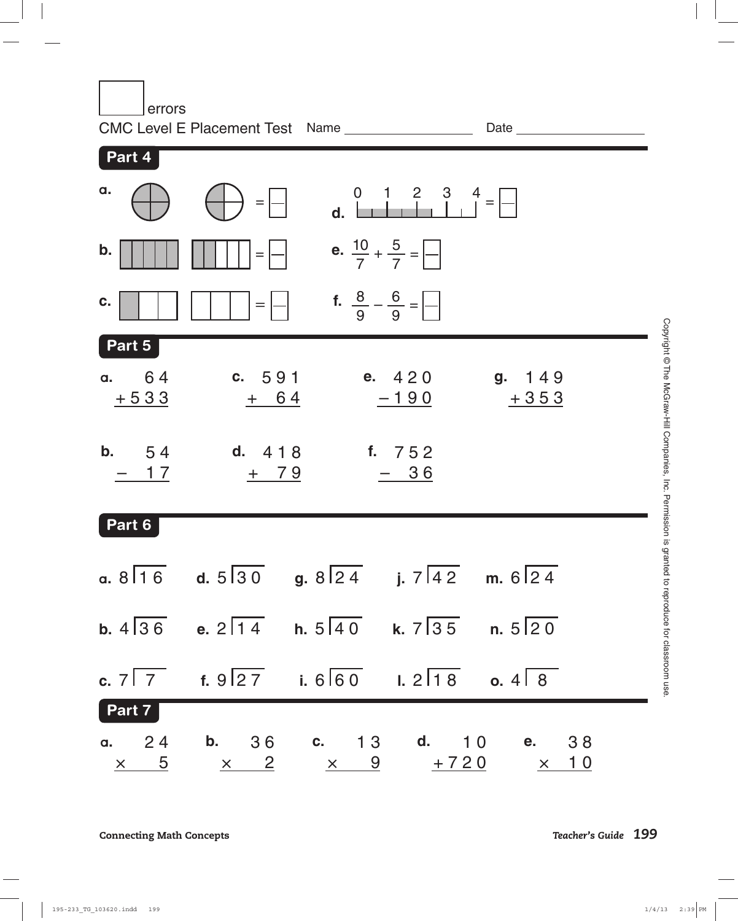□ errors

CMC Level E Placement Test Name ____________ Date ____________

## Part 4

a. [two circles divided into fourths, shaded] = $\frac{\square}{\square}$

b. [two rectangles divided into fifths, shaded] = $\frac{\square}{\square}$

c. [two rectangles divided into thirds, shaded] = $\frac{\square}{\square}$

d. [number line 0 1 2 3 4, shaded] = $\frac{\square}{\square}$

e. $\frac{10}{7} + \frac{5}{7} = \frac{\square}{\square}$

f. $\frac{8}{9} - \frac{6}{9} = \frac{\square}{\square}$

## Part 5

a. $\begin{array}{r} 64 \\ +533 \\ \hline \end{array}$

b. $\begin{array}{r} 54 \\ -\ 17 \\ \hline \end{array}$

c. $\begin{array}{r} 591 \\ +\ 64 \\ \hline \end{array}$

d. $\begin{array}{r} 418 \\ +\ 79 \\ \hline \end{array}$

e. $\begin{array}{r} 420 \\ -190 \\ \hline \end{array}$

f. $\begin{array}{r} 752 \\ -\ 36 \\ \hline \end{array}$

g. $\begin{array}{r} 149 \\ +353 \\ \hline \end{array}$

## Part 6

a. $8\overline{)16}$

b. $4\overline{)36}$

c. $7\overline{)7}$

d. $5\overline{)30}$

e. $2\overline{)14}$

f. $9\overline{)27}$

g. $8\overline{)24}$

h. $5\overline{)40}$

i. $6\overline{)60}$

j. $7\overline{)42}$

k. $7\overline{)35}$

l. $2\overline{)18}$

m. $6\overline{)24}$

n. $5\overline{)20}$

o. $4\overline{)8}$

## Part 7

a. $\begin{array}{r} 24 \\ \times\ \ 5 \\ \hline \end{array}$

b. $\begin{array}{r} 36 \\ \times\ \ 2 \\ \hline \end{array}$

c. $\begin{array}{r} 13 \\ \times\ \ 9 \\ \hline \end{array}$

d. $\begin{array}{r} 10 \\ +720 \\ \hline \end{array}$

e. $\begin{array}{r} 38 \\ \times\ 10 \\ \hline \end{array}$

Copyright © The McGraw-Hill Companies, Inc. Permission is granted to reproduce for classroom use.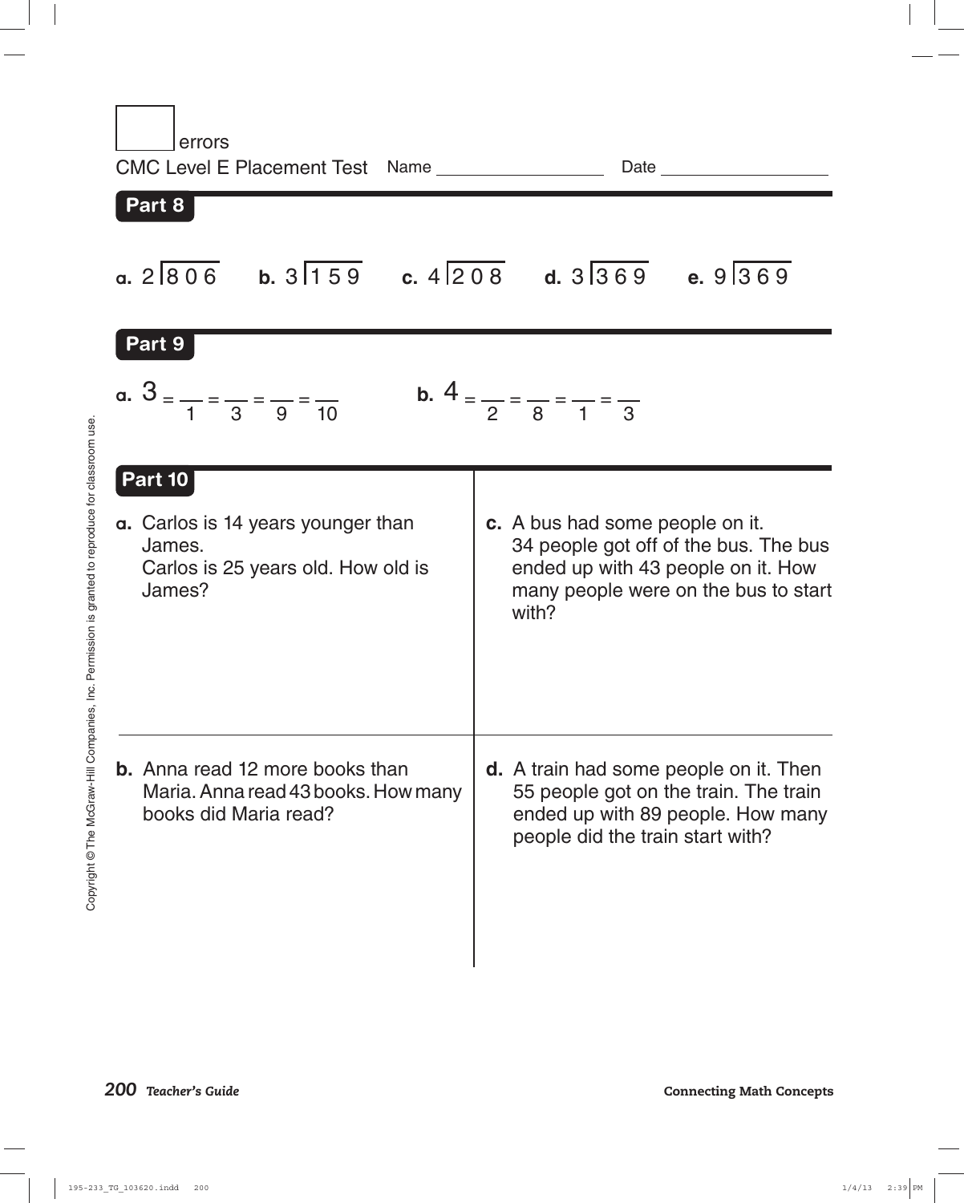errors

CMC Level E Placement Test Name ___________________ Date ___________________

## Part 8

**a.** $2\overline{)806}$ **b.** $3\overline{)159}$ **c.** $4\overline{)208}$ **d.** $3\overline{)369}$ **e.** $9\overline{)369}$

## Part 9

**a.** $3 = \frac{\phantom{0}}{1} = \frac{\phantom{0}}{3} = \frac{\phantom{0}}{9} = \frac{\phantom{0}}{10}$

**b.** $4 = \frac{\phantom{0}}{2} = \frac{\phantom{0}}{8} = \frac{\phantom{0}}{1} = \frac{\phantom{0}}{3}$

## Part 10

**a.** Carlos is 14 years younger than James.
Carlos is 25 years old. How old is James?

**b.** Anna read 12 more books than Maria. Anna read 43 books. How many books did Maria read?

**c.** A bus had some people on it. 34 people got off of the bus. The bus ended up with 43 people on it. How many people were on the bus to start with?

**d.** A train had some people on it. Then 55 people got on the train. The train ended up with 89 people. How many people did the train start with?

Copyright © The McGraw-Hill Companies, Inc. Permission is granted to reproduce for classroom use.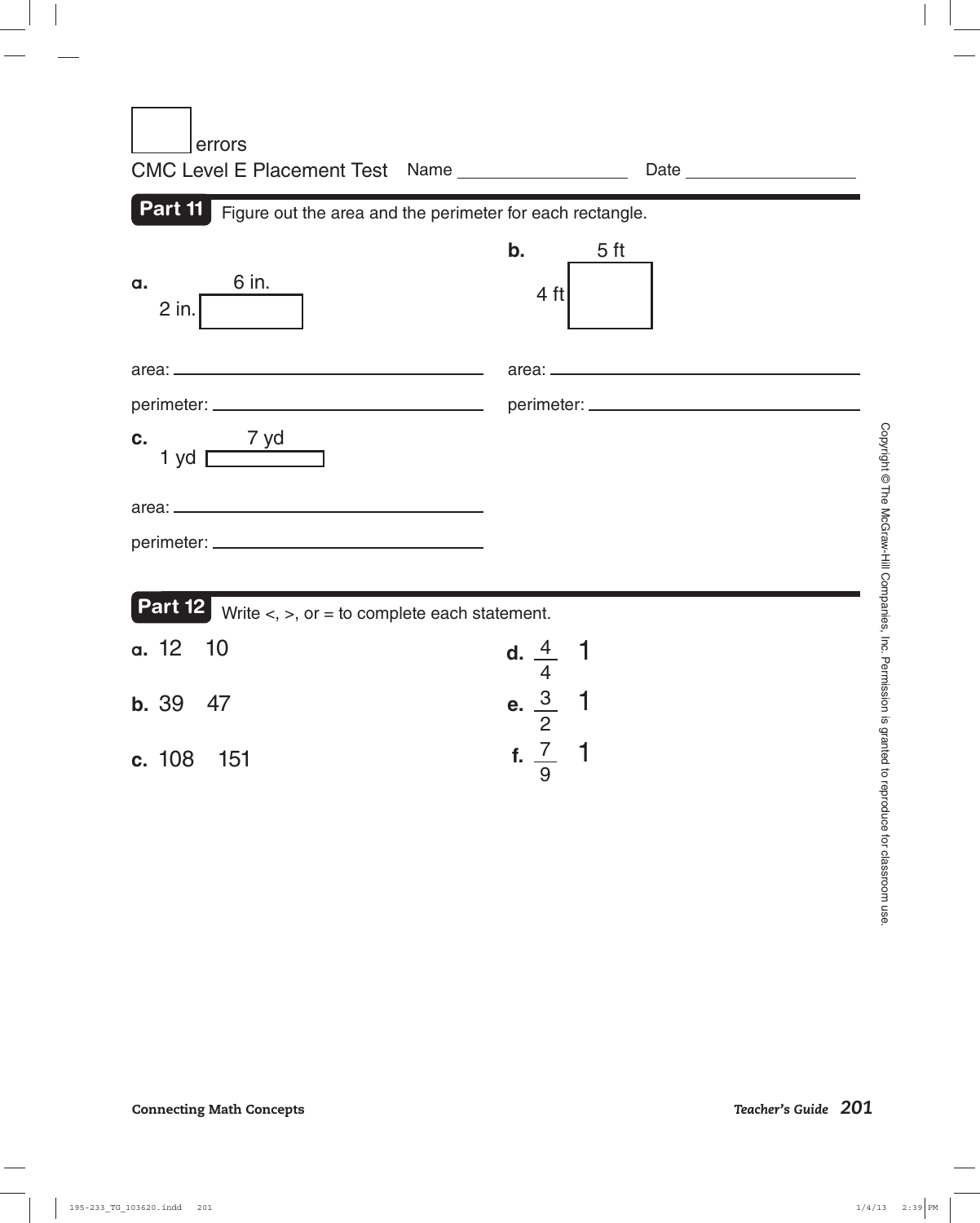errors

CMC Level E Placement Test Name ________________ Date ________________

## Part 11

Figure out the area and the perimeter for each rectangle.

**a.** 6 in. / 2 in.

area: ____________________

perimeter: ____________________

**b.** 5 ft / 4 ft

area: ____________________

perimeter: ____________________

**c.** 7 yd / 1 yd

area: ____________________

perimeter: ____________________

## Part 12

Write <, >, or = to complete each statement.

**a.** 12 10

**b.** 39 47

**c.** 108 151

**d.** $\frac{4}{4}$ 1

**e.** $\frac{3}{2}$ 1

**f.** $\frac{7}{9}$ 1

Copyright © The McGraw-Hill Companies, Inc. Permission is granted to reproduce for classroom use.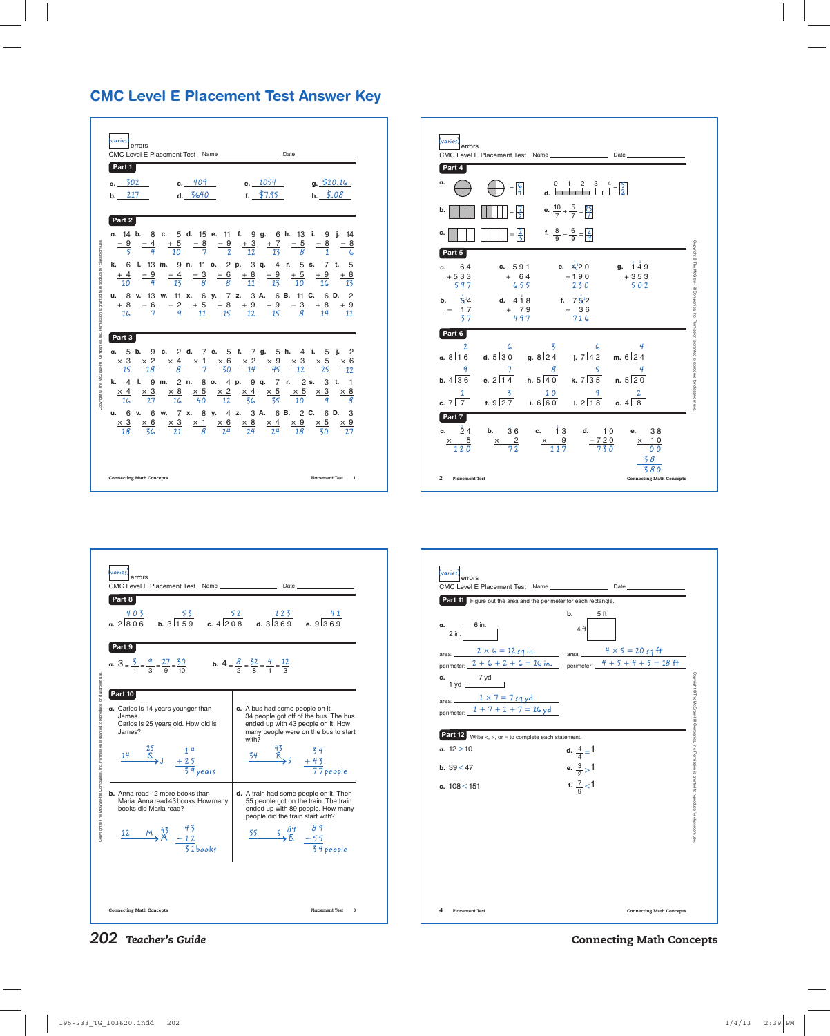# CMC Level E Placement Test Answer Key

varies errors

CMC Level E Placement Test Name ________ Date ________

**Part 1**

a. 302  b. 217  c. 409  d. 3640  e. 1054  f. $7.95  g. $20.16  h. $.08

**Part 2**

a. $14 - 9 = 5$  b. $8 - 4 = 4$  c. $5 + 5 = 10$  d. $15 - 8 = 7$  e. $11 - 9 = 2$  f. $9 + 3 = 12$  g. $6 + 7 = 13$  h. $13 - 5 = 8$  i. $9 - 8 = 1$  j. $14 - 8 = 6$

k. $6 + 4 = 10$  l. $13 - 9 = 4$  m. $9 + 4 = 13$  n. $11 - 3 = 8$  o. $2 + 6 = 8$  p. $3 + 8 = 11$  q. $4 + 9 = 13$  r. $5 + 5 = 10$  s. $7 + 9 = 16$  t. $5 + 8 = 13$

u. $8 + 8 = 16$  v. $13 - 6 = 7$  w. $11 - 2 = 9$  x. $6 + 5 = 11$  y. $7 + 8 = 15$  z. $3 + 9 = 12$  A. $6 + 9 = 15$  B. $11 - 3 = 8$  C. $6 + 8 = 14$  D. $2 + 9 = 11$

**Part 3**

a. $5 \times 3 = 15$  b. $9 \times 2 = 18$  c. $2 \times 4 = 8$  d. $7 \times 1 = 7$  e. $5 \times 6 = 30$  f. $7 \times 2 = 14$  g. $5 \times 9 = 45$  h. $4 \times 3 = 12$  i. $5 \times 5 = 25$  j. $2 \times 6 = 12$

k. $4 \times 4 = 16$  l. $9 \times 3 = 27$  m. $2 \times 8 = 16$  n. $8 \times 5 = 40$  o. $6 \times 2 = 12$  p. $9 \times 4 = 36$  q. $7 \times 5 = 35$  r. $2 \times 5 = 10$  s. $3 \times 3 = 9$  t. $1 \times 8 = 8$

u. $6 \times 3 = 18$  v. $6 \times 6 = 36$  w. $7 \times 3 = 21$  x. $8 \times 1 = 8$  y. $4 \times 6 = 24$  z. $3 \times 8 = 24$  A. $6 \times 4 = 24$  B. $2 \times 9 = 18$  C. $6 \times 5 = 30$  D. $3 \times 9 = 27$

---

varies errors

CMC Level E Placement Test Name ________ Date ________

**Part 4**

a. $= \frac{6}{4}$  b. $= \frac{7}{5}$  c. $= \frac{3}{3}$

d. 0 1 2 3 4 $= \frac{5}{2}$  e. $\frac{10}{7} + \frac{5}{7} = \frac{15}{7}$  f. $\frac{8}{9} - \frac{6}{9} = \frac{2}{9}$

**Part 5**

a. $64 + 533 = 597$  b. $54 - 17 = 37$  c. $591 + 64 = 655$  d. $418 + 79 = 497$  e. $420 - 190 = 230$  f. $752 - 36 = 716$  g. $149 + 353 = 502$

**Part 6**

a. $16 \div 8 = 2$  b. $36 \div 4 = 9$  c. $7 \div 7 = 1$  d. $30 \div 5 = 6$  e. $14 \div 2 = 7$  f. $27 \div 9 = 3$  g. $24 \div 8 = 3$  h. $40 \div 5 = 8$  i. $60 \div 6 = 10$  j. $42 \div 7 = 6$  k. $35 \div 7 = 5$  l. $18 \div 2 = 9$  m. $24 \div 6 = 4$  n. $20 \div 5 = 4$  o. $8 \div 4 = 2$

**Part 7**

a. $24 \times 5 = 120$  b. $36 \times 2 = 72$  c. $13 \times 9 = 117$  d. $10 + 720 = 730$  e. $38 \times 10$: 00, 38, 380

---

varies errors

CMC Level E Placement Test Name ________ Date ________

**Part 8**

a. $806 \div 2 = 403$  b. $159 \div 3 = 53$  c. $208 \div 4 = 52$  d. $369 \div 3 = 123$  e. $369 \div 9 = 41$

**Part 9**

a. $3 = \frac{3}{1} = \frac{9}{3} = \frac{27}{9} = \frac{30}{10}$  b. $4 = \frac{8}{2} = \frac{32}{8} = \frac{4}{1} = \frac{12}{3}$

**Part 10**

a. Carlos is 14 years younger than James. Carlos is 25 years old. How old is James?

14, 25 → J; $14 + 25 = 39$ years

b. Anna read 12 more books than Maria. Anna read 43 books. How many books did Maria read?

12, M, 43 → A; $43 - 12 = 31$ books

c. A bus had some people on it. 34 people got off of the bus. The bus ended up with 43 people on it. How many people were on the bus to start with?

34, 43 → S; $34 + 43 = 77$ people

d. A train had some people on it. Then 55 people got on the train. The train ended up with 89 people. How many people did the train start with?

55, S, 89 → E; $89 - 55 = 34$ people

---

varies errors

CMC Level E Placement Test Name ________ Date ________

**Part 11** Figure out the area and the perimeter for each rectangle.

a. 6 in. by 2 in.
area: $2 \times 6 = 12$ sq in.
perimeter: $2 + 6 + 2 + 6 = 16$ in.

b. 5 ft by 4 ft
area: $4 \times 5 = 20$ sq ft
perimeter: $4 + 5 + 4 + 5 = 18$ ft

c. 7 yd by 1 yd
area: $1 \times 7 = 7$ sq yd
perimeter: $1 + 7 + 1 + 7 = 16$ yd

**Part 12** Write <, >, or = to complete each statement.

a. $12 > 10$
b. $39 < 47$
c. $108 < 151$
d. $\frac{4}{4} = 1$
e. $\frac{3}{2} > 1$
f. $\frac{7}{9} < 1$